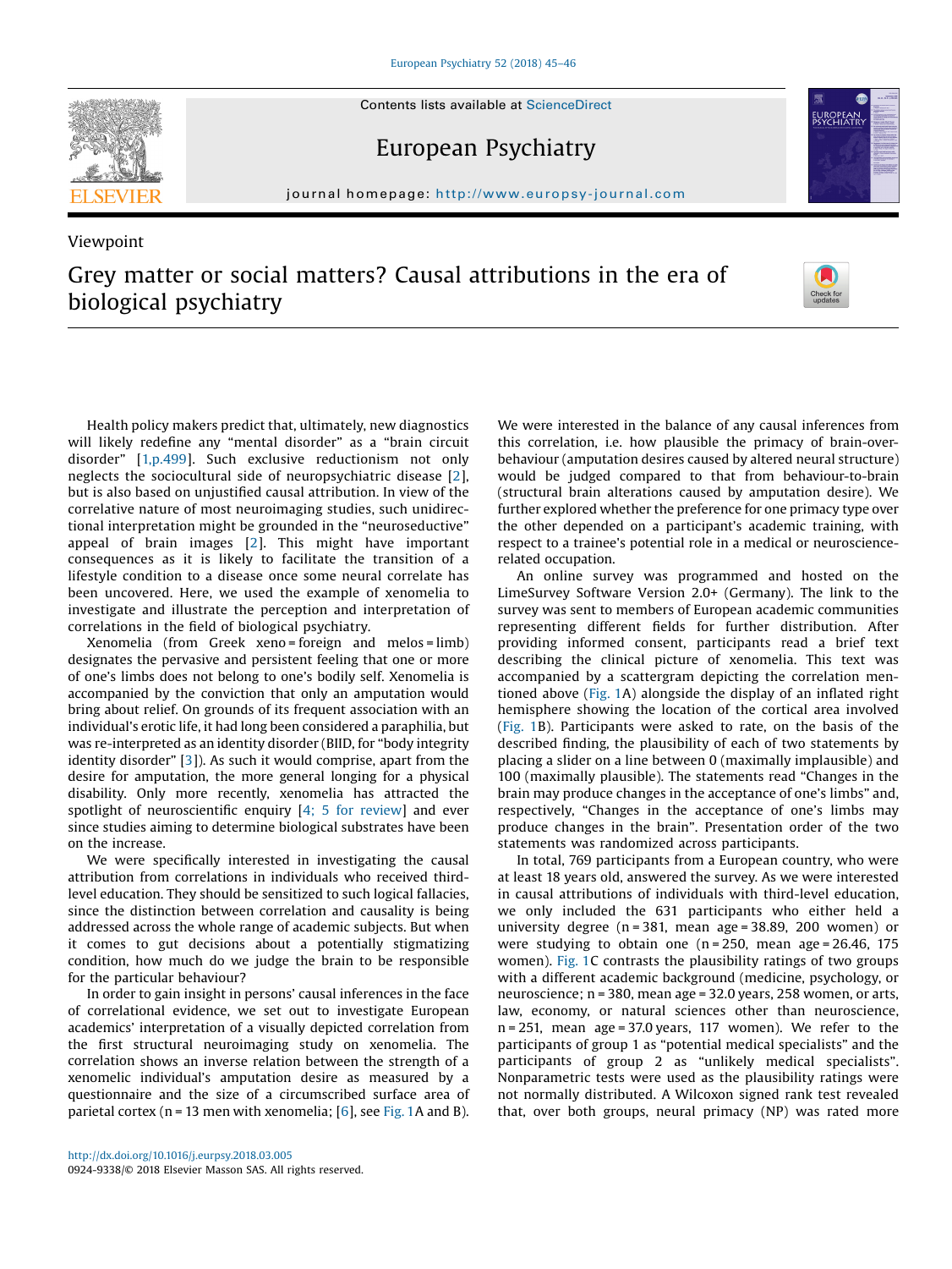Viewpoint

# Grey matter or social matters? Causal attributions in the era of biological psychiatry

Health policy makers predict that, ultimately, new diagnostics will likely redefine any "mental disorder" as a "brain circuit disorder" [1,p.499]. Such exclusive reductionism not only neglects the sociocultural side of neuropsychiatric disease [2], but is also based on unjustified causal attribution. In view of the correlative nature of most neuroimaging studies, such unidirectional interpretation might be grounded in the "neuroseductive" appeal of brain images [2]. This might have important consequences as it is likely to facilitate the transition of a lifestyle condition to a disease once some neural correlate has been uncovered. Here, we used the example of xenomelia to investigate and illustrate the perception and interpretation of correlations in the field of biological psychiatry.

Xenomelia (from Greek xeno = foreign and melos = limb) designates the pervasive and persistent feeling that one or more of one's limbs does not belong to one's bodily self. Xenomelia is accompanied by the conviction that only an amputation would bring about relief. On grounds of its frequent association with an individual's erotic life, it had long been considered a paraphilia, but was re-interpreted as an identity disorder (BIID, for "body integrity identity disorder" [3]). As such it would comprise, apart from the desire for amputation, the more general longing for a physical disability. Only more recently, xenomelia has attracted the spotlight of neuroscientific enquiry [4; 5 for review] and ever since studies aiming to determine biological substrates have been on the increase.

We were specifically interested in investigating the causal attribution from correlations in individuals who received third-level education. They should be sensitized to such logical fallacies, since the distinction between correlation and causality is being addressed across the whole range of academic subjects. But when it comes to gut decisions about a potentially stigmatizing condition, how much do we judge the brain to be responsible for the particular behaviour?

In order to gain insight in persons' causal inferences in the face of correlational evidence, we set out to investigate European academics' interpretation of a visually depicted correlation from the first structural neuroimaging study on xenomelia. The correlation shows an inverse relation between the strength of a xenomelic individual's amputation desire as measured by a questionnaire and the size of a circumscribed surface area of parietal cortex (n = 13 men with xenomelia; [6], see Fig. 1A and B). We were interested in the balance of any causal inferences from this correlation, i.e. how plausible the primacy of brain-over-behaviour (amputation desires caused by altered neural structure) would be judged compared to that from behaviour-to-brain (structural brain alterations caused by amputation desire). We further explored whether the preference for one primacy type over the other depended on a participant's academic training, with respect to a trainee's potential role in a medical or neuroscience-related occupation.

An online survey was programmed and hosted on the LimeSurvey Software Version 2.0+ (Germany). The link to the survey was sent to members of European academic communities representing different fields for further distribution. After providing informed consent, participants read a brief text describing the clinical picture of xenomelia. This text was accompanied by a scattergram depicting the correlation mentioned above (Fig. 1A) alongside the display of an inflated right hemisphere showing the location of the cortical area involved (Fig. 1B). Participants were asked to rate, on the basis of the described finding, the plausibility of each of two statements by placing a slider on a line between 0 (maximally implausible) and 100 (maximally plausible). The statements read "Changes in the brain may produce changes in the acceptance of one's limbs" and, respectively, "Changes in the acceptance of one's limbs may produce changes in the brain". Presentation order of the two statements was randomized across participants.

In total, 769 participants from a European country, who were at least 18 years old, answered the survey. As we were interested in causal attributions of individuals with third-level education, we only included the 631 participants who either held a university degree (n = 381, mean age = 38.89, 200 women) or were studying to obtain one (n = 250, mean age = 26.46, 175 women). Fig. 1C contrasts the plausibility ratings of two groups with a different academic background (medicine, psychology, or neuroscience; n = 380, mean age = 32.0 years, 258 women, or arts, law, economy, or natural sciences other than neuroscience, n = 251, mean age = 37.0 years, 117 women). We refer to the participants of group 1 as "potential medical specialists" and the participants of group 2 as "unlikely medical specialists". Nonparametric tests were used as the plausibility ratings were not normally distributed. A Wilcoxon signed rank test revealed that, over both groups, neural primacy (NP) was rated more

http://dx.doi.org/10.1016/j.eurpsy.2018.03.005
0924-9338/© 2018 Elsevier Masson SAS. All rights reserved.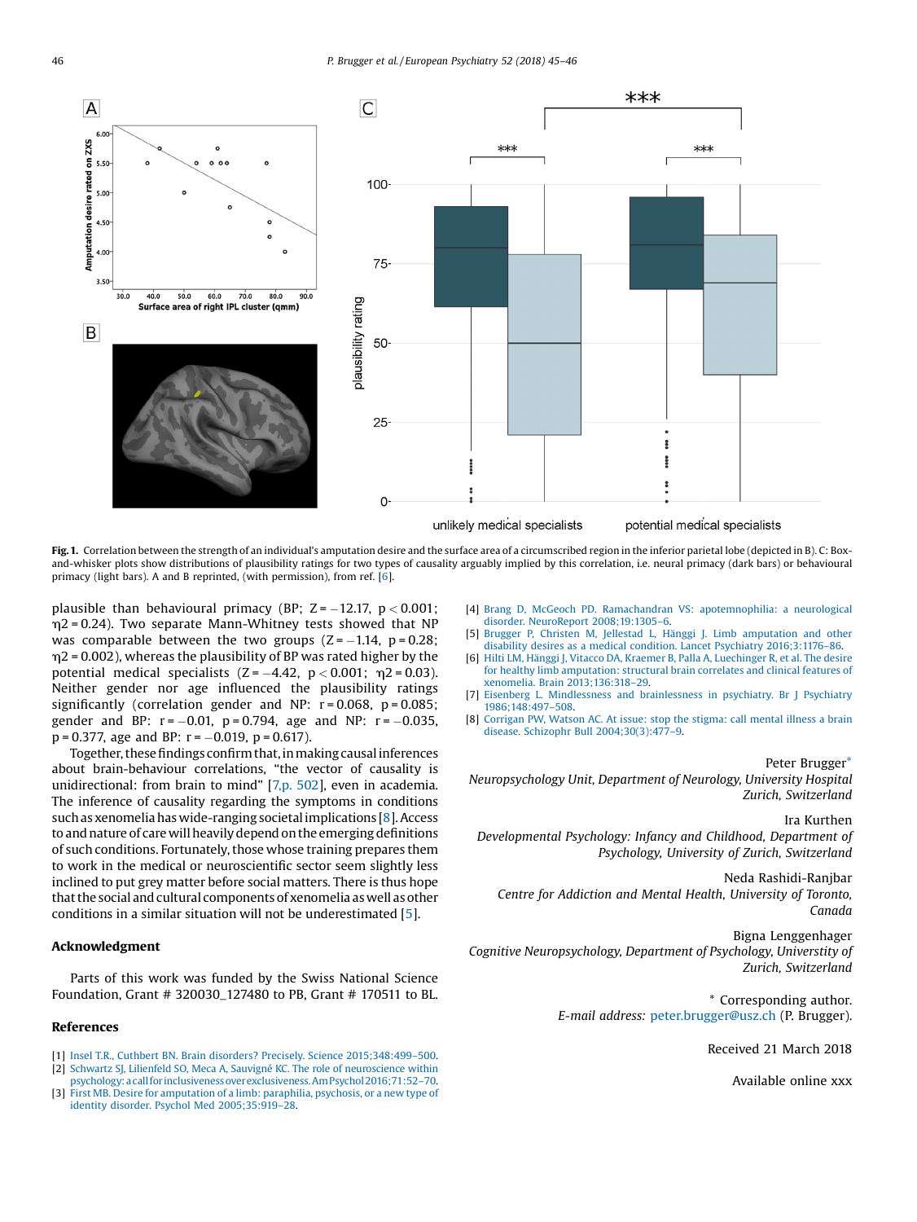A

Amputation desire rated on ZXS

6.00
5.50
5.00
4.50
4.00
3.50

30.0 40.0 50.0 60.0 70.0 80.0 90.0

Surface area of right IPL cluster (qmm)

B

C

***

*** ***

100
75
50
25
0

plausibility rating

unlikely medical specialists

potential medical specialists

**Fig. 1.** Correlation between the strength of an individual's amputation desire and the surface area of a circumscribed region in the inferior parietal lobe (depicted in B). C: Box-and-whisker plots show distributions of plausibility ratings for two types of causality arguably implied by this correlation, i.e. neural primacy (dark bars) or behavioural primacy (light bars). A and B reprinted, (with permission), from ref. [6].

plausible than behavioural primacy (BP; $Z = -12.17$, $p < 0.001$; $\eta 2 = 0.24$). Two separate Mann-Whitney tests showed that NP was comparable between the two groups ($Z = -1.14$, $p = 0.28$; $\eta 2 = 0.002$), whereas the plausibility of BP was rated higher by the potential medical specialists ($Z = -4.42$, $p < 0.001$; $\eta 2 = 0.03$). Neither gender nor age influenced the plausibility ratings significantly (correlation gender and NP: $r = 0.068$, $p = 0.085$; gender and BP: $r = -0.01$, $p = 0.794$, age and NP: $r = -0.035$, $p = 0.377$, age and BP: $r = -0.019$, $p = 0.617$).

Together, these findings confirm that, in making causal inferences about brain-behaviour correlations, "the vector of causality is unidirectional: from brain to mind" [7,p. 502], even in academia. The inference of causality regarding the symptoms in conditions such as xenomelia has wide-ranging societal implications [8]. Access to and nature of care will heavily depend on the emerging definitions of such conditions. Fortunately, those whose training prepares them to work in the medical or neuroscientific sector seem slightly less inclined to put grey matter before social matters. There is thus hope that the social and cultural components of xenomelia as well as other conditions in a similar situation will not be underestimated [5].

## Acknowledgment

Parts of this work was funded by the Swiss National Science Foundation, Grant # 320030_127480 to PB, Grant # 170511 to BL.

## References

[1] Insel T.R., Cuthbert BN. Brain disorders? Precisely. Science 2015;348:499–500.
[2] Schwartz SJ, Lilienfeld SO, Meca A, Sauvigné KC. The role of neuroscience within psychology: a call for inclusiveness over exclusiveness. Am Psychol 2016;71:52–70.
[3] First MB. Desire for amputation of a limb: paraphilia, psychosis, or a new type of identity disorder. Psychol Med 2005;35:919–28.
[4] Brang D, McGeoch PD. Ramachandran VS: apotemnophilia: a neurological disorder. NeuroReport 2008;19:1305–6.
[5] Brugger P, Christen M, Jellestad L, Hänggi J. Limb amputation and other disability desires as a medical condition. Lancet Psychiatry 2016;3:1176–86.
[6] Hilti LM, Hänggi J, Vitacco DA, Kraemer B, Palla A, Luechinger R, et al. The desire for healthy limb amputation: structural brain correlates and clinical features of xenomelia. Brain 2013;136:318–29.
[7] Eisenberg L. Mindlessness and brainlessness in psychiatry. Br J Psychiatry 1986;148:497–508.
[8] Corrigan PW, Watson AC. At issue: stop the stigma: call mental illness a brain disease. Schizophr Bull 2004;30(3):477–9.

Peter Brugger*
*Neuropsychology Unit, Department of Neurology, University Hospital Zurich, Switzerland*

Ira Kurthen
*Developmental Psychology: Infancy and Childhood, Department of Psychology, University of Zurich, Switzerland*

Neda Rashidi-Ranjbar
*Centre for Addiction and Mental Health, University of Toronto, Canada*

Bigna Lenggenhager
*Cognitive Neuropsychology, Department of Psychology, Universtity of Zurich, Switzerland*

\* Corresponding author.
*E-mail address:* peter.brugger@usz.ch (P. Brugger).

Received 21 March 2018

Available online xxx